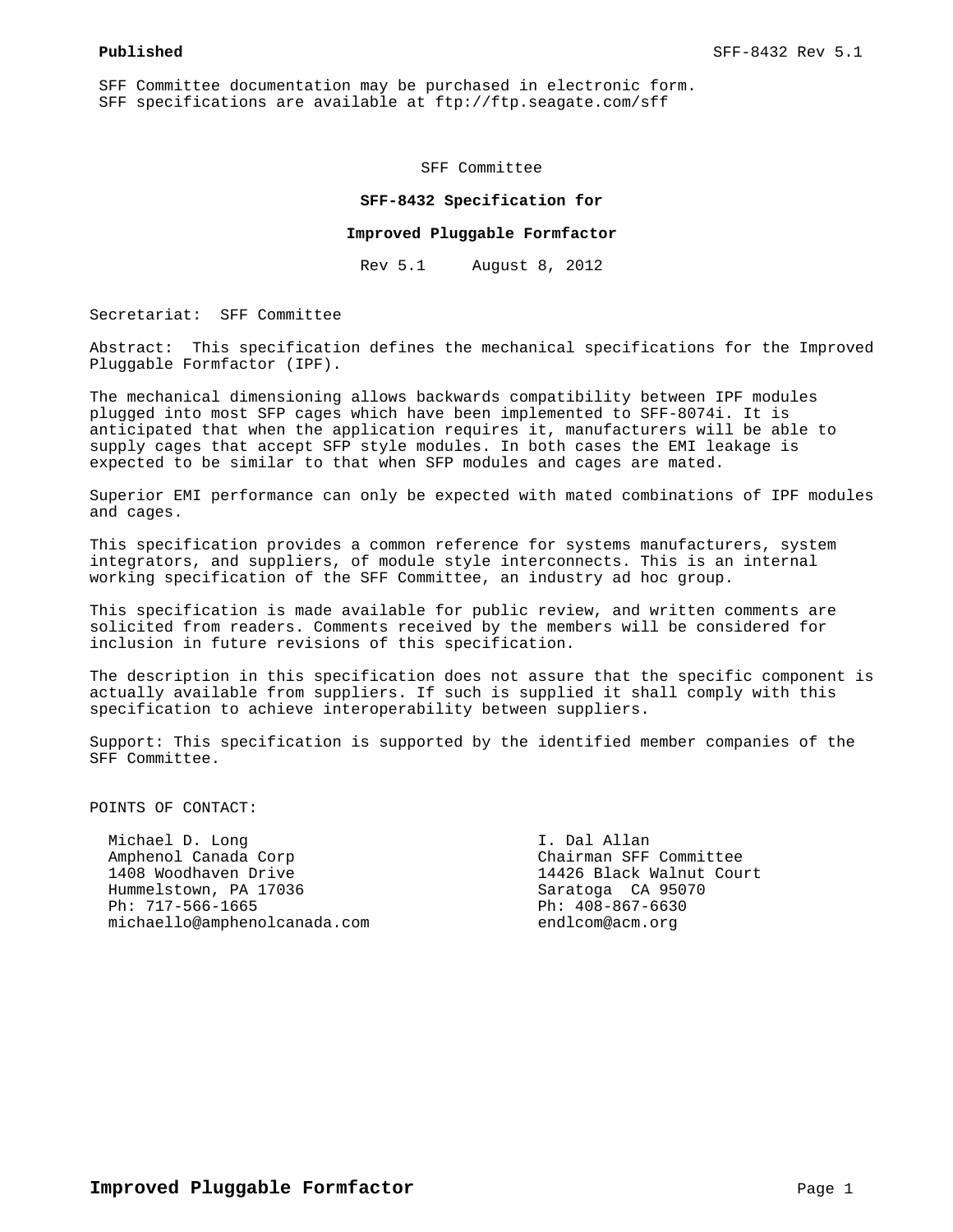**Published**

SFF Committee documentation may be purchased in electronic form.
SFF specifications are available at ftp://ftp.seagate.com/sff

SFF Committee

**SFF-8432 Specification for**

**Improved Pluggable Formfactor**

Rev 5.1     August 8, 2012

Secretariat: SFF Committee

Abstract: This specification defines the mechanical specifications for the Improved Pluggable Formfactor (IPF).

The mechanical dimensioning allows backwards compatibility between IPF modules plugged into most SFP cages which have been implemented to SFF-8074i. It is anticipated that when the application requires it, manufacturers will be able to supply cages that accept SFP style modules. In both cases the EMI leakage is expected to be similar to that when SFP modules and cages are mated.

Superior EMI performance can only be expected with mated combinations of IPF modules and cages.

This specification provides a common reference for systems manufacturers, system integrators, and suppliers, of module style interconnects. This is an internal working specification of the SFF Committee, an industry ad hoc group.

This specification is made available for public review, and written comments are solicited from readers. Comments received by the members will be considered for inclusion in future revisions of this specification.

The description in this specification does not assure that the specific component is actually available from suppliers. If such is supplied it shall comply with this specification to achieve interoperability between suppliers.

Support: This specification is supported by the identified member companies of the SFF Committee.

POINTS OF CONTACT:

Michael D. Long
Amphenol Canada Corp
1408 Woodhaven Drive
Hummelstown, PA 17036
Ph: 717-566-1665
michaello@amphenolcanada.com

I. Dal Allan
Chairman SFF Committee
14426 Black Walnut Court
Saratoga CA 95070
Ph: 408-867-6630
endlcom@acm.org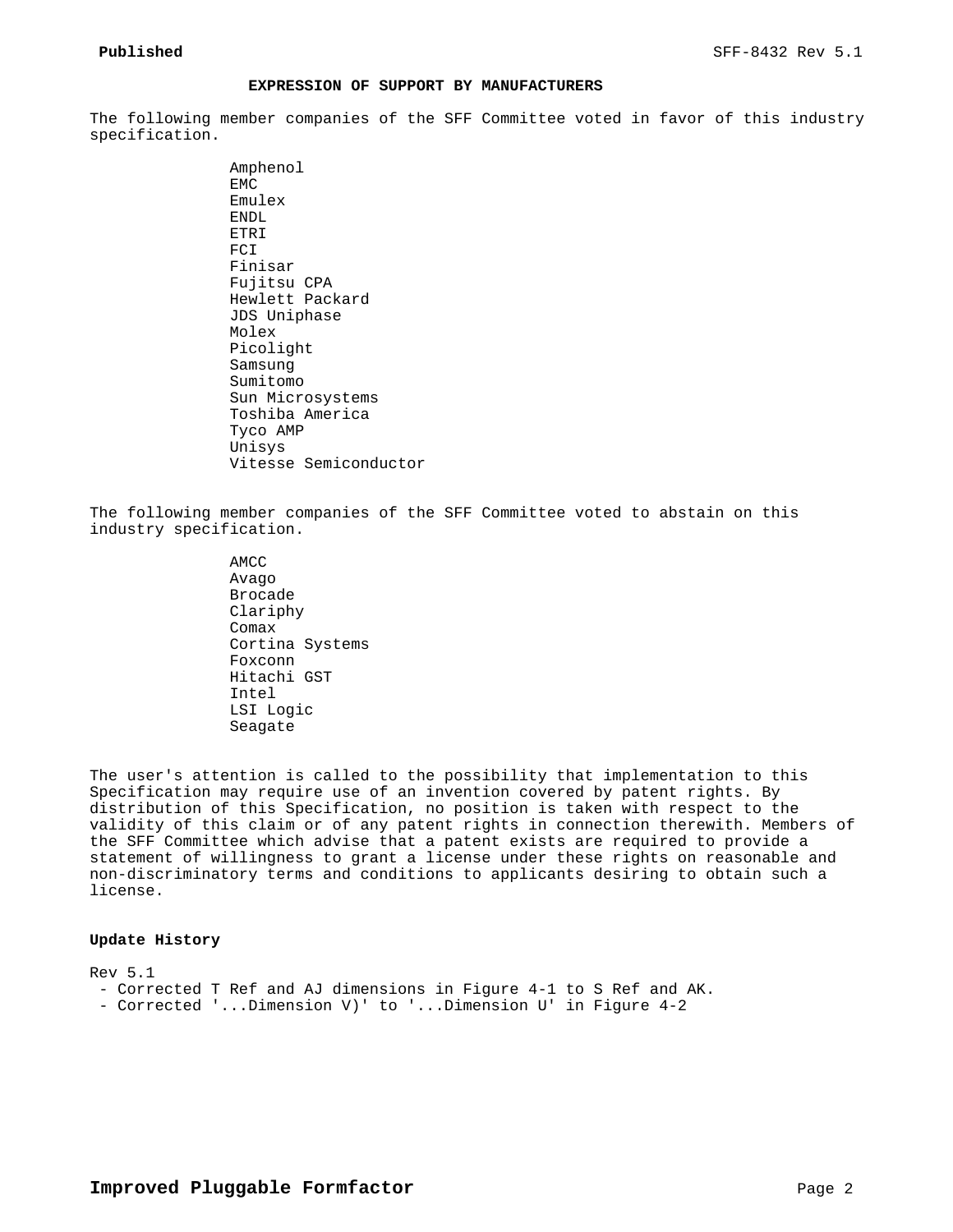## EXPRESSION OF SUPPORT BY MANUFACTURERS

The following member companies of the SFF Committee voted in favor of this industry specification.

- Amphenol
- EMC
- Emulex
- ENDL
- ETRI
- FCI
- Finisar
- Fujitsu CPA
- Hewlett Packard
- JDS Uniphase
- Molex
- Picolight
- Samsung
- Sumitomo
- Sun Microsystems
- Toshiba America
- Tyco AMP
- Unisys
- Vitesse Semiconductor

The following member companies of the SFF Committee voted to abstain on this industry specification.

- AMCC
- Avago
- Brocade
- Clariphy
- Comax
- Cortina Systems
- Foxconn
- Hitachi GST
- Intel
- LSI Logic
- Seagate

The user's attention is called to the possibility that implementation to this Specification may require use of an invention covered by patent rights. By distribution of this Specification, no position is taken with respect to the validity of this claim or of any patent rights in connection therewith. Members of the SFF Committee which advise that a patent exists are required to provide a statement of willingness to grant a license under these rights on reasonable and non-discriminatory terms and conditions to applicants desiring to obtain such a license.

**Update History**

Rev 5.1

- Corrected T Ref and AJ dimensions in Figure 4-1 to S Ref and AK.
- Corrected '...Dimension V)' to '...Dimension U' in Figure 4-2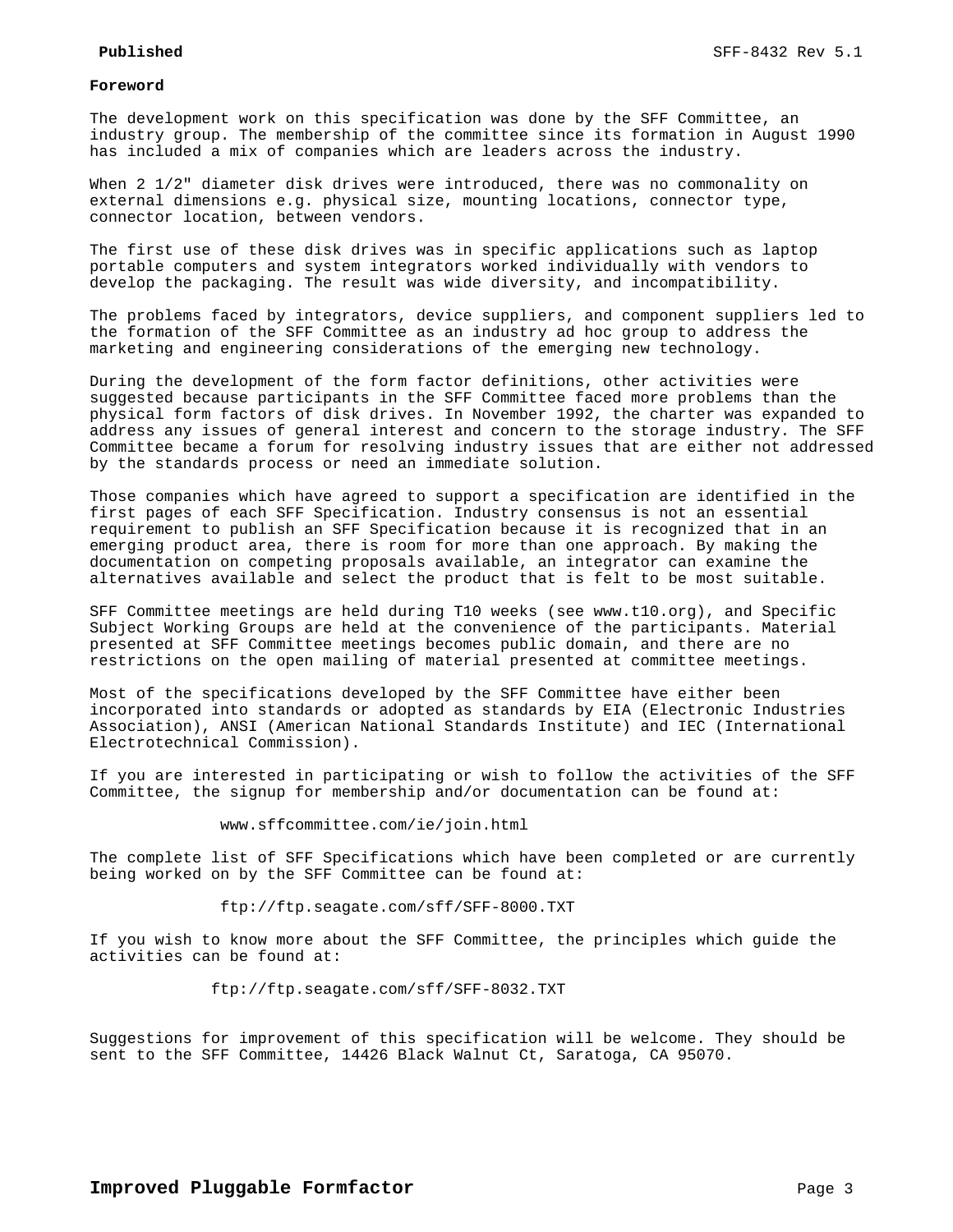**Foreword**

The development work on this specification was done by the SFF Committee, an industry group. The membership of the committee since its formation in August 1990 has included a mix of companies which are leaders across the industry.

When 2 1/2" diameter disk drives were introduced, there was no commonality on external dimensions e.g. physical size, mounting locations, connector type, connector location, between vendors.

The first use of these disk drives was in specific applications such as laptop portable computers and system integrators worked individually with vendors to develop the packaging. The result was wide diversity, and incompatibility.

The problems faced by integrators, device suppliers, and component suppliers led to the formation of the SFF Committee as an industry ad hoc group to address the marketing and engineering considerations of the emerging new technology.

During the development of the form factor definitions, other activities were suggested because participants in the SFF Committee faced more problems than the physical form factors of disk drives. In November 1992, the charter was expanded to address any issues of general interest and concern to the storage industry. The SFF Committee became a forum for resolving industry issues that are either not addressed by the standards process or need an immediate solution.

Those companies which have agreed to support a specification are identified in the first pages of each SFF Specification. Industry consensus is not an essential requirement to publish an SFF Specification because it is recognized that in an emerging product area, there is room for more than one approach. By making the documentation on competing proposals available, an integrator can examine the alternatives available and select the product that is felt to be most suitable.

SFF Committee meetings are held during T10 weeks (see www.t10.org), and Specific Subject Working Groups are held at the convenience of the participants. Material presented at SFF Committee meetings becomes public domain, and there are no restrictions on the open mailing of material presented at committee meetings.

Most of the specifications developed by the SFF Committee have either been incorporated into standards or adopted as standards by EIA (Electronic Industries Association), ANSI (American National Standards Institute) and IEC (International Electrotechnical Commission).

If you are interested in participating or wish to follow the activities of the SFF Committee, the signup for membership and/or documentation can be found at:

www.sffcommittee.com/ie/join.html

The complete list of SFF Specifications which have been completed or are currently being worked on by the SFF Committee can be found at:

ftp://ftp.seagate.com/sff/SFF-8000.TXT

If you wish to know more about the SFF Committee, the principles which guide the activities can be found at:

ftp://ftp.seagate.com/sff/SFF-8032.TXT

Suggestions for improvement of this specification will be welcome. They should be sent to the SFF Committee, 14426 Black Walnut Ct, Saratoga, CA 95070.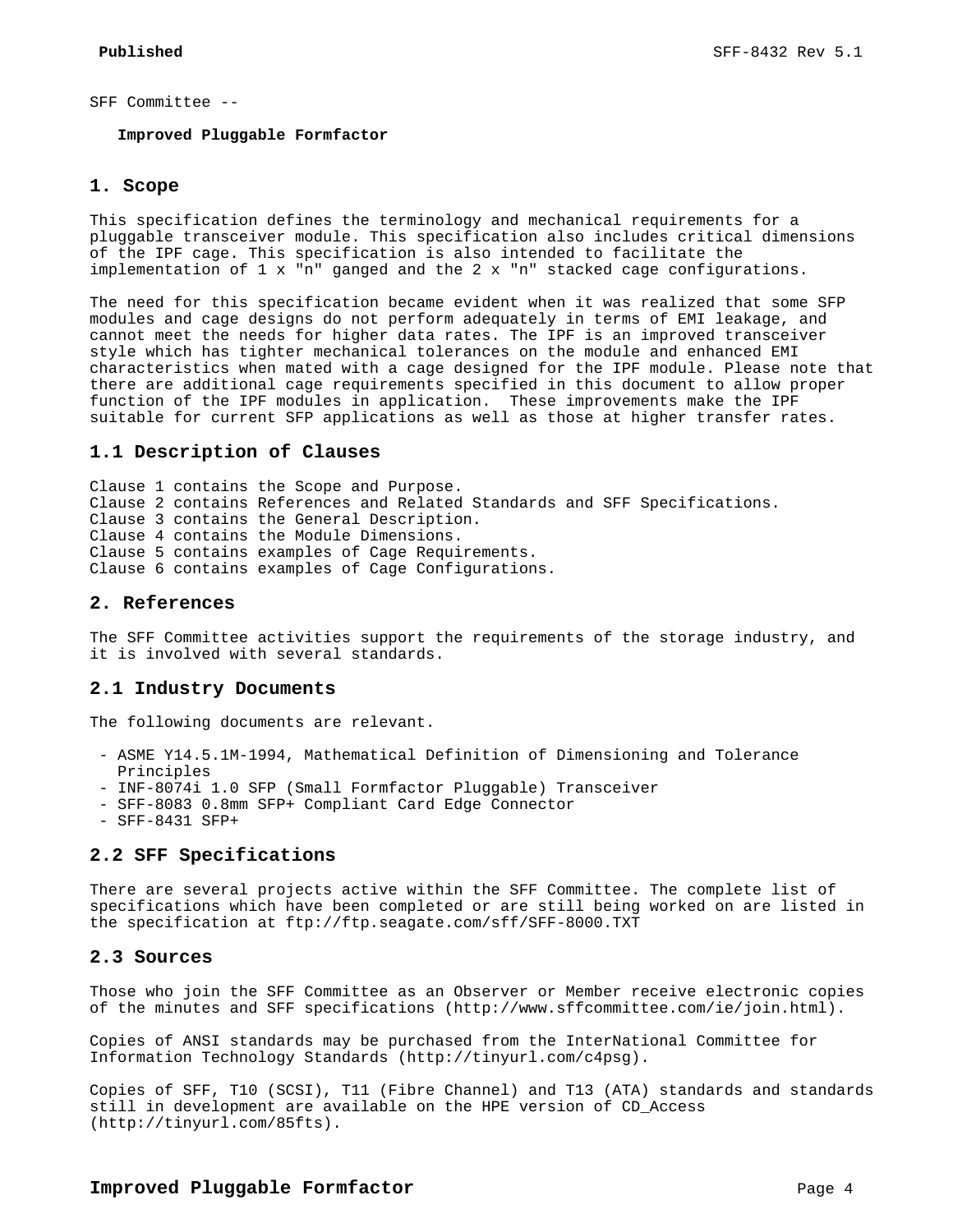SFF Committee --

**Improved Pluggable Formfactor**

## 1. Scope

This specification defines the terminology and mechanical requirements for a pluggable transceiver module. This specification also includes critical dimensions of the IPF cage. This specification is also intended to facilitate the implementation of 1 x "n" ganged and the 2 x "n" stacked cage configurations.

The need for this specification became evident when it was realized that some SFP modules and cage designs do not perform adequately in terms of EMI leakage, and cannot meet the needs for higher data rates. The IPF is an improved transceiver style which has tighter mechanical tolerances on the module and enhanced EMI characteristics when mated with a cage designed for the IPF module. Please note that there are additional cage requirements specified in this document to allow proper function of the IPF modules in application. These improvements make the IPF suitable for current SFP applications as well as those at higher transfer rates.

### 1.1 Description of Clauses

Clause 1 contains the Scope and Purpose.
Clause 2 contains References and Related Standards and SFF Specifications.
Clause 3 contains the General Description.
Clause 4 contains the Module Dimensions.
Clause 5 contains examples of Cage Requirements.
Clause 6 contains examples of Cage Configurations.

## 2. References

The SFF Committee activities support the requirements of the storage industry, and it is involved with several standards.

### 2.1 Industry Documents

The following documents are relevant.

- ASME Y14.5.1M-1994, Mathematical Definition of Dimensioning and Tolerance Principles
- INF-8074i 1.0 SFP (Small Formfactor Pluggable) Transceiver
- SFF-8083 0.8mm SFP+ Compliant Card Edge Connector
- SFF-8431 SFP+

### 2.2 SFF Specifications

There are several projects active within the SFF Committee. The complete list of specifications which have been completed or are still being worked on are listed in the specification at ftp://ftp.seagate.com/sff/SFF-8000.TXT

### 2.3 Sources

Those who join the SFF Committee as an Observer or Member receive electronic copies of the minutes and SFF specifications (http://www.sffcommittee.com/ie/join.html).

Copies of ANSI standards may be purchased from the InterNational Committee for Information Technology Standards (http://tinyurl.com/c4psg).

Copies of SFF, T10 (SCSI), T11 (Fibre Channel) and T13 (ATA) standards and standards still in development are available on the HPE version of CD_Access (http://tinyurl.com/85fts).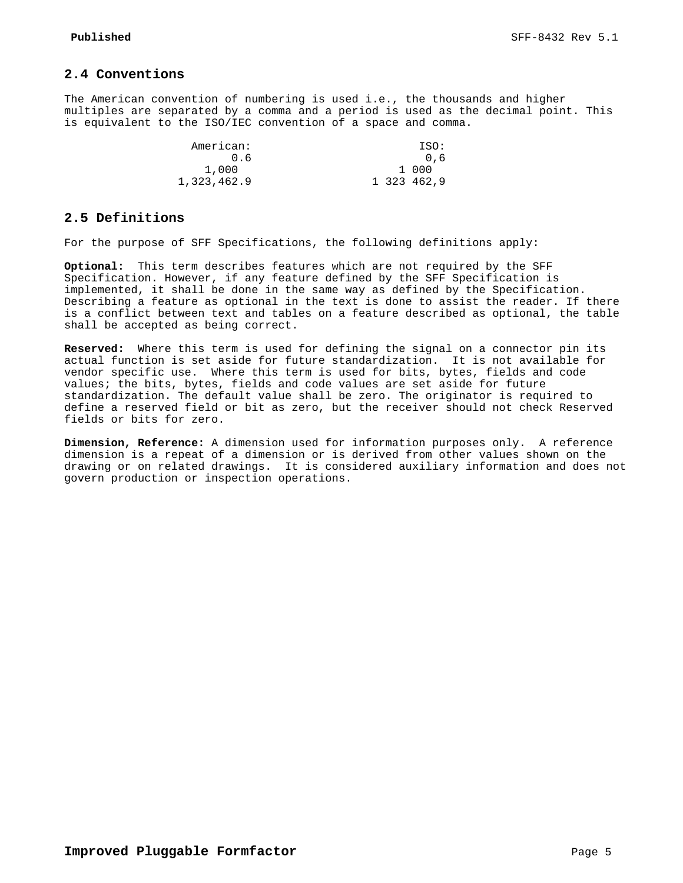## 2.4 Conventions

The American convention of numbering is used i.e., the thousands and higher multiples are separated by a comma and a period is used as the decimal point. This is equivalent to the ISO/IEC convention of a space and comma.

| American: | ISO: |
|---|---|
| 0.6 | 0,6 |
| 1,000 | 1 000 |
| 1,323,462.9 | 1 323 462,9 |

## 2.5 Definitions

For the purpose of SFF Specifications, the following definitions apply:

**Optional:** This term describes features which are not required by the SFF Specification. However, if any feature defined by the SFF Specification is implemented, it shall be done in the same way as defined by the Specification. Describing a feature as optional in the text is done to assist the reader. If there is a conflict between text and tables on a feature described as optional, the table shall be accepted as being correct.

**Reserved:** Where this term is used for defining the signal on a connector pin its actual function is set aside for future standardization. It is not available for vendor specific use. Where this term is used for bits, bytes, fields and code values; the bits, bytes, fields and code values are set aside for future standardization. The default value shall be zero. The originator is required to define a reserved field or bit as zero, but the receiver should not check Reserved fields or bits for zero.

**Dimension, Reference:** A dimension used for information purposes only. A reference dimension is a repeat of a dimension or is derived from other values shown on the drawing or on related drawings. It is considered auxiliary information and does not govern production or inspection operations.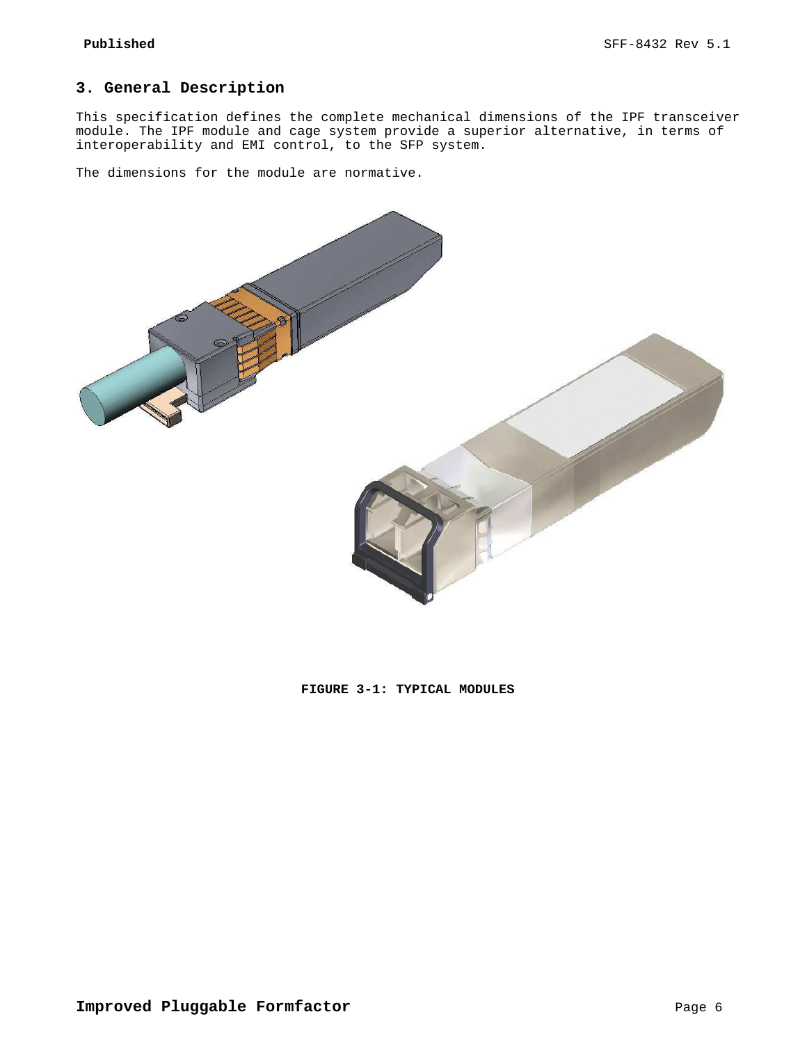# 3. General Description

This specification defines the complete mechanical dimensions of the IPF transceiver module. The IPF module and cage system provide a superior alternative, in terms of interoperability and EMI control, to the SFP system.

The dimensions for the module are normative.

**FIGURE 3-1: TYPICAL MODULES**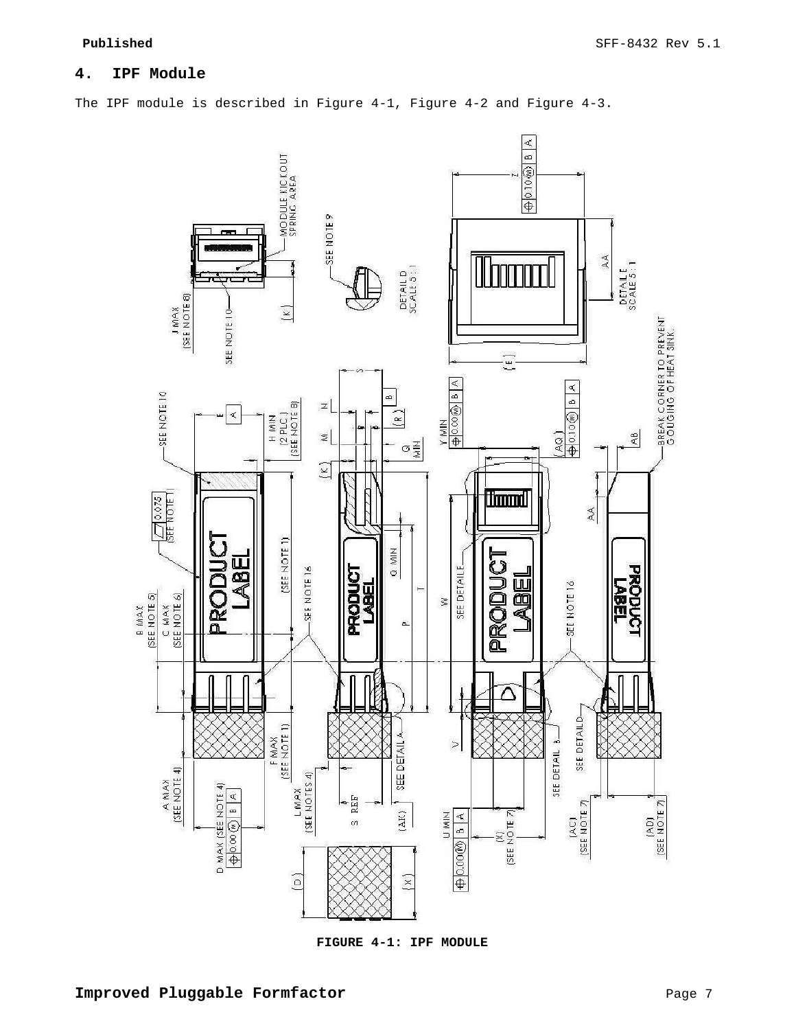## 4. IPF Module

The IPF module is described in Figure 4-1, Figure 4-2 and Figure 4-3.

**FIGURE 4-1: IPF MODULE**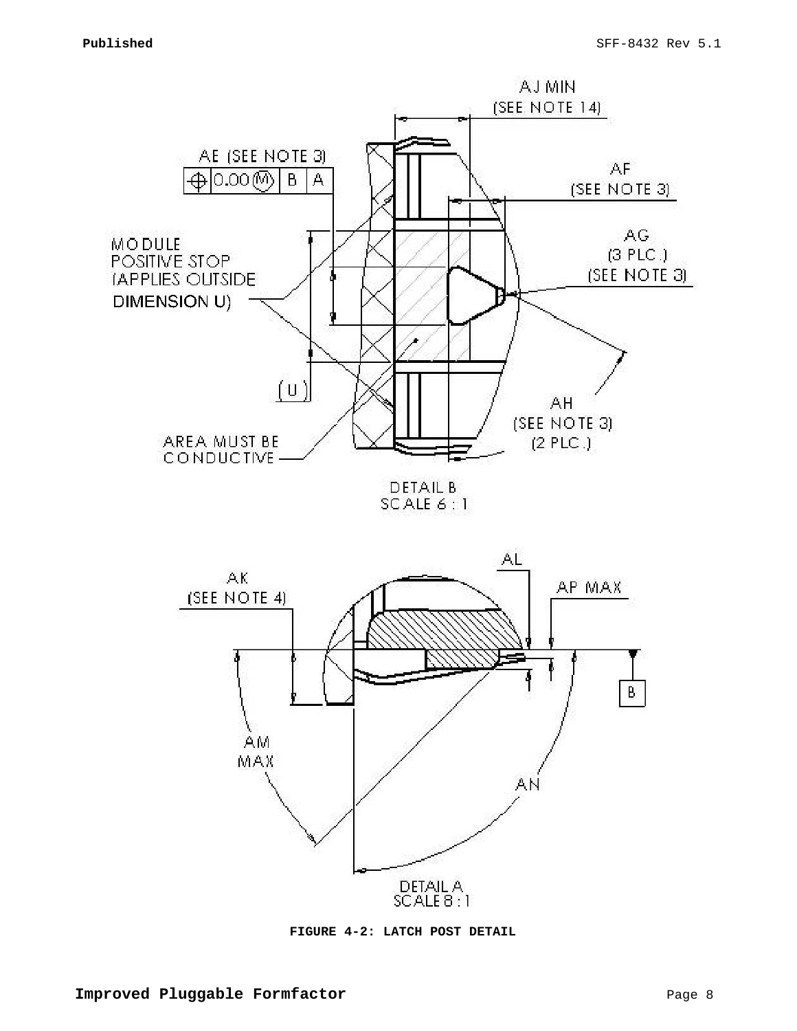**FIGURE 4-2: LATCH POST DETAIL**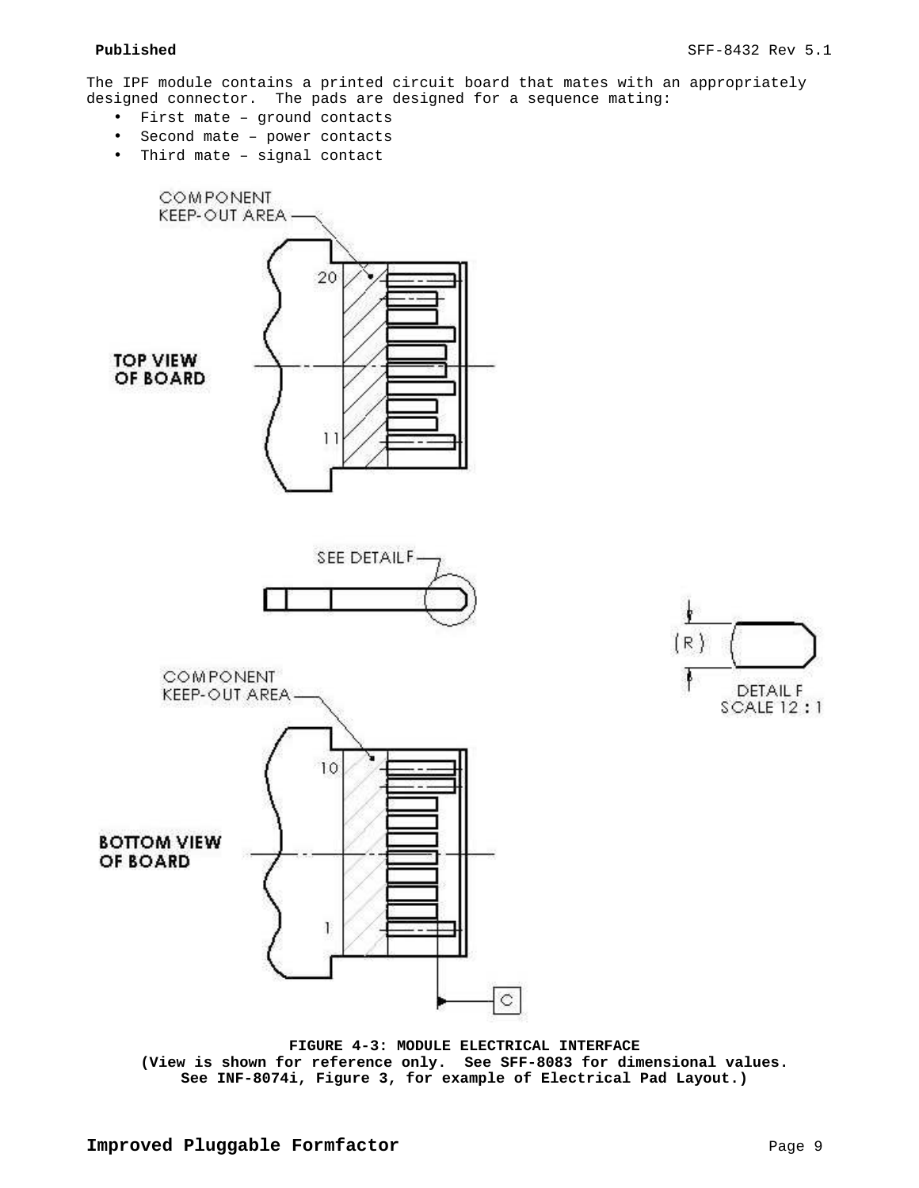The IPF module contains a printed circuit board that mates with an appropriately designed connector. The pads are designed for a sequence mating:

- First mate – ground contacts
- Second mate – power contacts
- Third mate – signal contact

**FIGURE 4-3: MODULE ELECTRICAL INTERFACE**
**(View is shown for reference only. See SFF-8083 for dimensional values. See INF-8074i, Figure 3, for example of Electrical Pad Layout.)**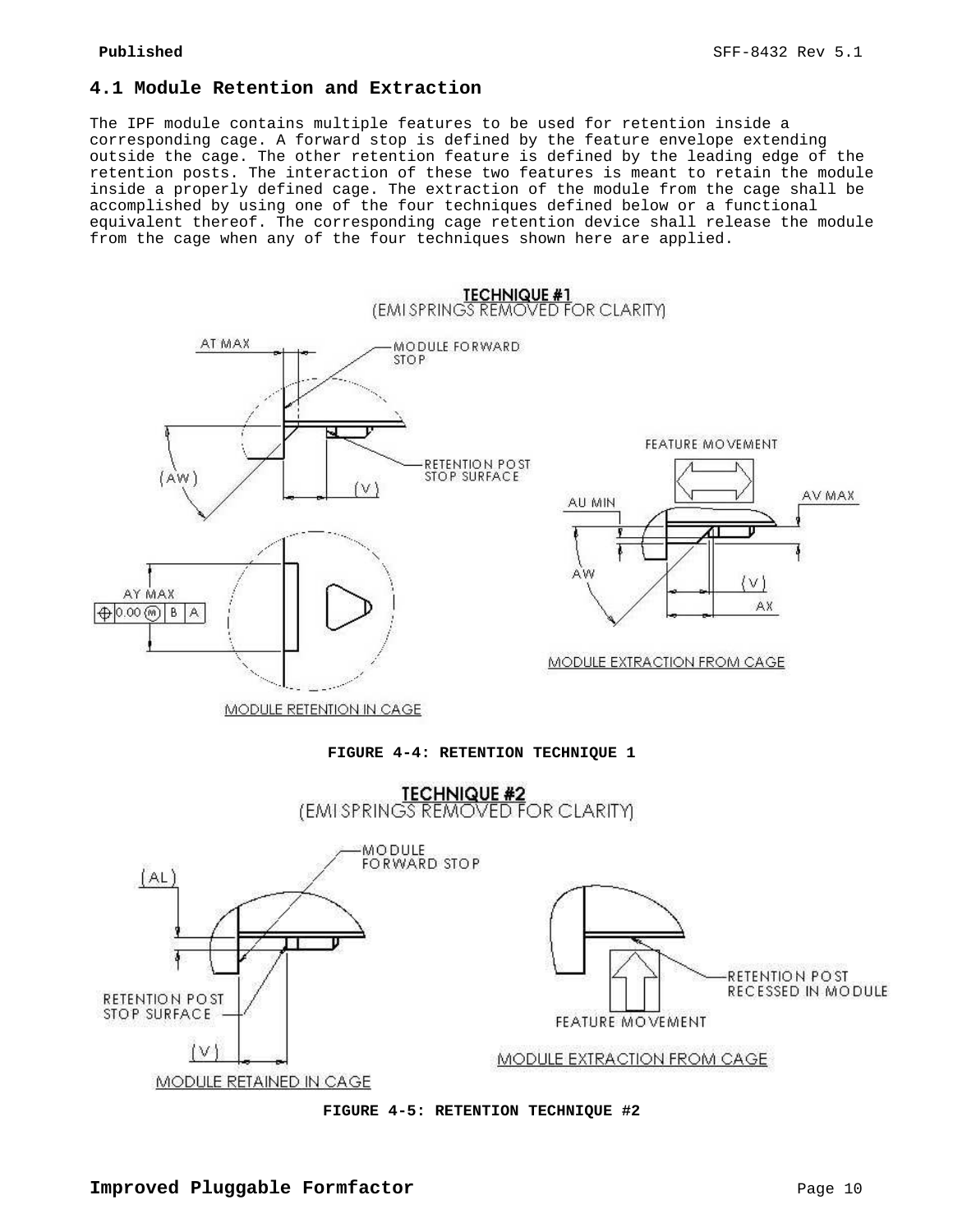## 4.1 Module Retention and Extraction

The IPF module contains multiple features to be used for retention inside a corresponding cage. A forward stop is defined by the feature envelope extending outside the cage. The other retention feature is defined by the leading edge of the retention posts. The interaction of these two features is meant to retain the module inside a properly defined cage. The extraction of the module from the cage shall be accomplished by using one of the four techniques defined below or a functional equivalent thereof. The corresponding cage retention device shall release the module from the cage when any of the four techniques shown here are applied.

**FIGURE 4-4: RETENTION TECHNIQUE 1**

**FIGURE 4-5: RETENTION TECHNIQUE #2**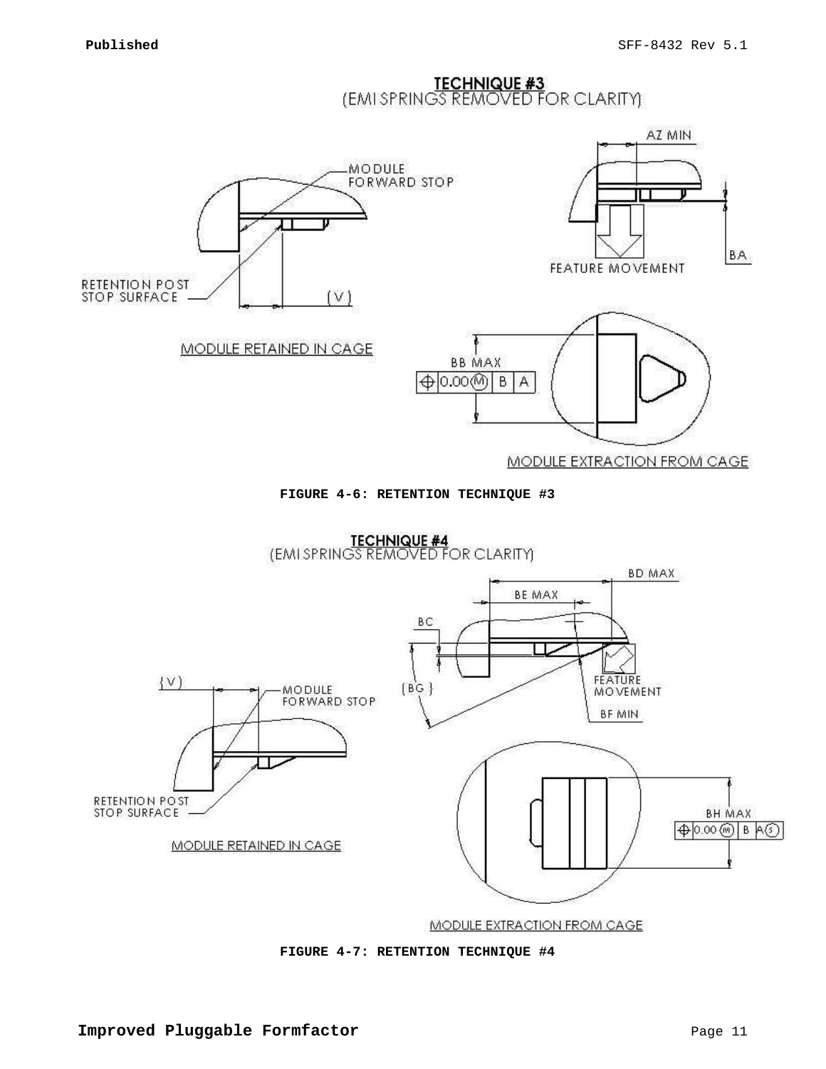TECHNIQUE #3
(EMI SPRINGS REMOVED FOR CLARITY)

MODULE FORWARD STOP

RETENTION POST STOP SURFACE

(V)

MODULE RETAINED IN CAGE

AZ MIN

BA

FEATURE MOVEMENT

BB MAX

⊕ 0.00 Ⓜ | B | A

MODULE EXTRACTION FROM CAGE

**FIGURE 4-6: RETENTION TECHNIQUE #3**

TECHNIQUE #4
(EMI SPRINGS REMOVED FOR CLARITY)

BD MAX

BE MAX

BC

(BG)

FEATURE MOVEMENT

BF MIN

(V)

MODULE FORWARD STOP

RETENTION POST STOP SURFACE

MODULE RETAINED IN CAGE

BH MAX

⊕ 0.00 Ⓜ | B | A Ⓢ

MODULE EXTRACTION FROM CAGE

**FIGURE 4-7: RETENTION TECHNIQUE #4**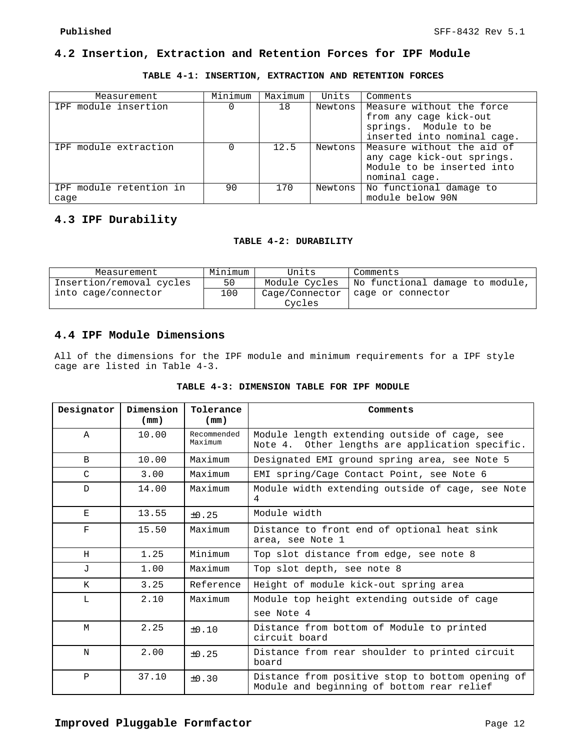## 4.2 Insertion, Extraction and Retention Forces for IPF Module

**TABLE 4-1: INSERTION, EXTRACTION AND RETENTION FORCES**

| Measurement | Minimum | Maximum | Units | Comments |
|---|---|---|---|---|
| IPF module insertion | 0 | 18 | Newtons | Measure without the force from any cage kick-out springs. Module to be inserted into nominal cage. |
| IPF module extraction | 0 | 12.5 | Newtons | Measure without the aid of any cage kick-out springs. Module to be inserted into nominal cage. |
| IPF module retention in cage | 90 | 170 | Newtons | No functional damage to module below 90N |

## 4.3 IPF Durability

**TABLE 4-2: DURABILITY**

| Measurement | Minimum | Units | Comments |
|---|---|---|---|
| Insertion/removal cycles into cage/connector | 50 | Module Cycles | No functional damage to module, cage or connector |
| | 100 | Cage/Connector Cycles | |

## 4.4 IPF Module Dimensions

All of the dimensions for the IPF module and minimum requirements for a IPF style cage are listed in Table 4-3.

**TABLE 4-3: DIMENSION TABLE FOR IPF MODULE**

| Designator | Dimension (mm) | Tolerance (mm) | Comments |
|---|---|---|---|
| A | 10.00 | Recommended Maximum | Module length extending outside of cage, see Note 4. Other lengths are application specific. |
| B | 10.00 | Maximum | Designated EMI ground spring area, see Note 5 |
| C | 3.00 | Maximum | EMI spring/Cage Contact Point, see Note 6 |
| D | 14.00 | Maximum | Module width extending outside of cage, see Note 4 |
| E | 13.55 | ±0.25 | Module width |
| F | 15.50 | Maximum | Distance to front end of optional heat sink area, see Note 1 |
| H | 1.25 | Minimum | Top slot distance from edge, see note 8 |
| J | 1.00 | Maximum | Top slot depth, see note 8 |
| K | 3.25 | Reference | Height of module kick-out spring area |
| L | 2.10 | Maximum | Module top height extending outside of cage see Note 4 |
| M | 2.25 | ±0.10 | Distance from bottom of Module to printed circuit board |
| N | 2.00 | ±0.25 | Distance from rear shoulder to printed circuit board |
| P | 37.10 | ±0.30 | Distance from positive stop to bottom opening of Module and beginning of bottom rear relief |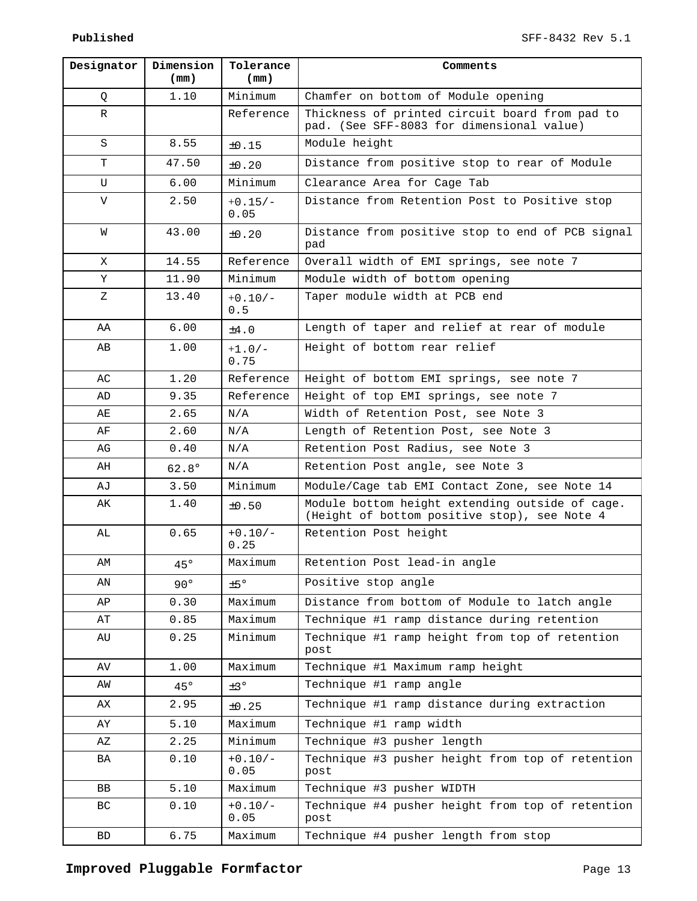| Designator | Dimension (mm) | Tolerance (mm) | Comments |
| --- | --- | --- | --- |
| Q | 1.10 | Minimum | Chamfer on bottom of Module opening |
| R | | Reference | Thickness of printed circuit board from pad to pad. (See SFF-8083 for dimensional value) |
| S | 8.55 | ±0.15 | Module height |
| T | 47.50 | ±0.20 | Distance from positive stop to rear of Module |
| U | 6.00 | Minimum | Clearance Area for Cage Tab |
| V | 2.50 | +0.15/-0.05 | Distance from Retention Post to Positive stop |
| W | 43.00 | ±0.20 | Distance from positive stop to end of PCB signal pad |
| X | 14.55 | Reference | Overall width of EMI springs, see note 7 |
| Y | 11.90 | Minimum | Module width of bottom opening |
| Z | 13.40 | +0.10/-0.5 | Taper module width at PCB end |
| AA | 6.00 | ±4.0 | Length of taper and relief at rear of module |
| AB | 1.00 | +1.0/-0.75 | Height of bottom rear relief |
| AC | 1.20 | Reference | Height of bottom EMI springs, see note 7 |
| AD | 9.35 | Reference | Height of top EMI springs, see note 7 |
| AE | 2.65 | N/A | Width of Retention Post, see Note 3 |
| AF | 2.60 | N/A | Length of Retention Post, see Note 3 |
| AG | 0.40 | N/A | Retention Post Radius, see Note 3 |
| AH | 62.8° | N/A | Retention Post angle, see Note 3 |
| AJ | 3.50 | Minimum | Module/Cage tab EMI Contact Zone, see Note 14 |
| AK | 1.40 | ±0.50 | Module bottom height extending outside of cage. (Height of bottom positive stop), see Note 4 |
| AL | 0.65 | +0.10/-0.25 | Retention Post height |
| AM | 45° | Maximum | Retention Post lead-in angle |
| AN | 90° | ±5° | Positive stop angle |
| AP | 0.30 | Maximum | Distance from bottom of Module to latch angle |
| AT | 0.85 | Maximum | Technique #1 ramp distance during retention |
| AU | 0.25 | Minimum | Technique #1 ramp height from top of retention post |
| AV | 1.00 | Maximum | Technique #1 Maximum ramp height |
| AW | 45° | ±3° | Technique #1 ramp angle |
| AX | 2.95 | ±0.25 | Technique #1 ramp distance during extraction |
| AY | 5.10 | Maximum | Technique #1 ramp width |
| AZ | 2.25 | Minimum | Technique #3 pusher length |
| BA | 0.10 | +0.10/-0.05 | Technique #3 pusher height from top of retention post |
| BB | 5.10 | Maximum | Technique #3 pusher WIDTH |
| BC | 0.10 | +0.10/-0.05 | Technique #4 pusher height from top of retention post |
| BD | 6.75 | Maximum | Technique #4 pusher length from stop |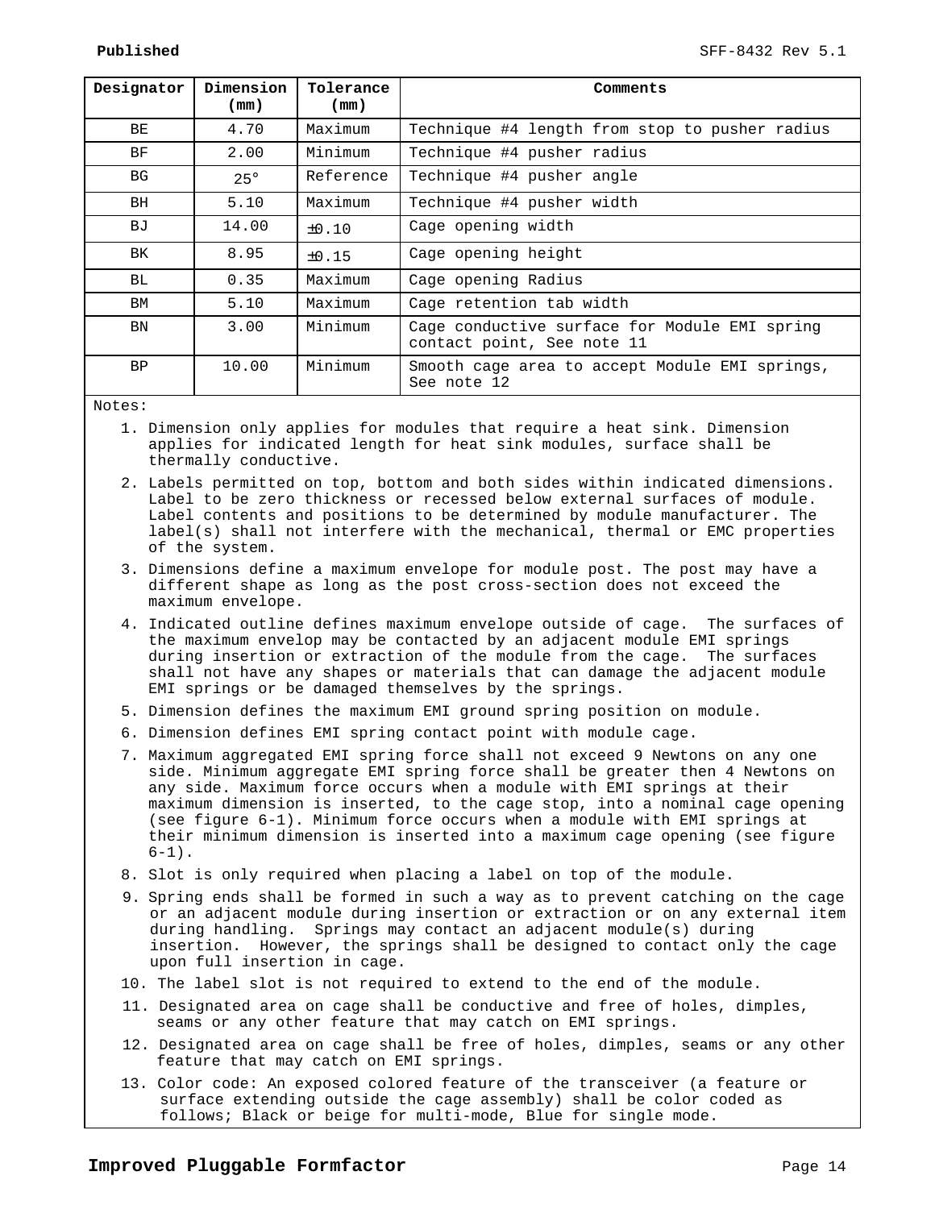| Designator | Dimension (mm) | Tolerance (mm) | Comments |
|---|---|---|---|
| BE | 4.70 | Maximum | Technique #4 length from stop to pusher radius |
| BF | 2.00 | Minimum | Technique #4 pusher radius |
| BG | 25° | Reference | Technique #4 pusher angle |
| BH | 5.10 | Maximum | Technique #4 pusher width |
| BJ | 14.00 | ±0.10 | Cage opening width |
| BK | 8.95 | ±0.15 | Cage opening height |
| BL | 0.35 | Maximum | Cage opening Radius |
| BM | 5.10 | Maximum | Cage retention tab width |
| BN | 3.00 | Minimum | Cage conductive surface for Module EMI spring contact point, See note 11 |
| BP | 10.00 | Minimum | Smooth cage area to accept Module EMI springs, See note 12 |

Notes:

1. Dimension only applies for modules that require a heat sink. Dimension applies for indicated length for heat sink modules, surface shall be thermally conductive.
2. Labels permitted on top, bottom and both sides within indicated dimensions. Label to be zero thickness or recessed below external surfaces of module. Label contents and positions to be determined by module manufacturer. The label(s) shall not interfere with the mechanical, thermal or EMC properties of the system.
3. Dimensions define a maximum envelope for module post. The post may have a different shape as long as the post cross-section does not exceed the maximum envelope.
4. Indicated outline defines maximum envelope outside of cage. The surfaces of the maximum envelop may be contacted by an adjacent module EMI springs during insertion or extraction of the module from the cage. The surfaces shall not have any shapes or materials that can damage the adjacent module EMI springs or be damaged themselves by the springs.
5. Dimension defines the maximum EMI ground spring position on module.
6. Dimension defines EMI spring contact point with module cage.
7. Maximum aggregated EMI spring force shall not exceed 9 Newtons on any one side. Minimum aggregate EMI spring force shall be greater then 4 Newtons on any side. Maximum force occurs when a module with EMI springs at their maximum dimension is inserted, to the cage stop, into a nominal cage opening (see figure 6-1). Minimum force occurs when a module with EMI springs at their minimum dimension is inserted into a maximum cage opening (see figure 6-1).
8. Slot is only required when placing a label on top of the module.
9. Spring ends shall be formed in such a way as to prevent catching on the cage or an adjacent module during insertion or extraction or on any external item during handling. Springs may contact an adjacent module(s) during insertion. However, the springs shall be designed to contact only the cage upon full insertion in cage.
10. The label slot is not required to extend to the end of the module.
11. Designated area on cage shall be conductive and free of holes, dimples, seams or any other feature that may catch on EMI springs.
12. Designated area on cage shall be free of holes, dimples, seams or any other feature that may catch on EMI springs.
13. Color code: An exposed colored feature of the transceiver (a feature or surface extending outside the cage assembly) shall be color coded as follows; Black or beige for multi-mode, Blue for single mode.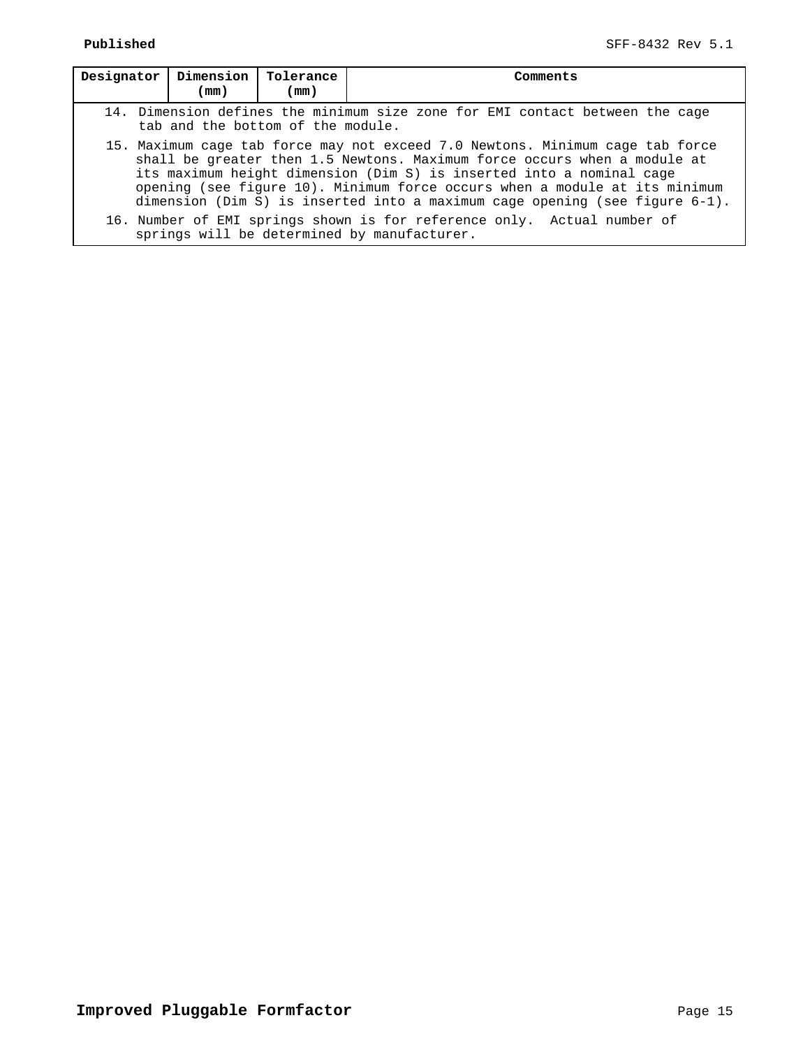| Designator | Dimension (mm) | Tolerance (mm) | Comments |
|---|---|---|---|
| 14. Dimension defines the minimum size zone for EMI contact between the cage tab and the bottom of the module. | | | |
| 15. Maximum cage tab force may not exceed 7.0 Newtons. Minimum cage tab force shall be greater then 1.5 Newtons. Maximum force occurs when a module at its maximum height dimension (Dim S) is inserted into a nominal cage opening (see figure 10). Minimum force occurs when a module at its minimum dimension (Dim S) is inserted into a maximum cage opening (see figure 6-1). | | | |
| 16. Number of EMI springs shown is for reference only. Actual number of springs will be determined by manufacturer. | | | |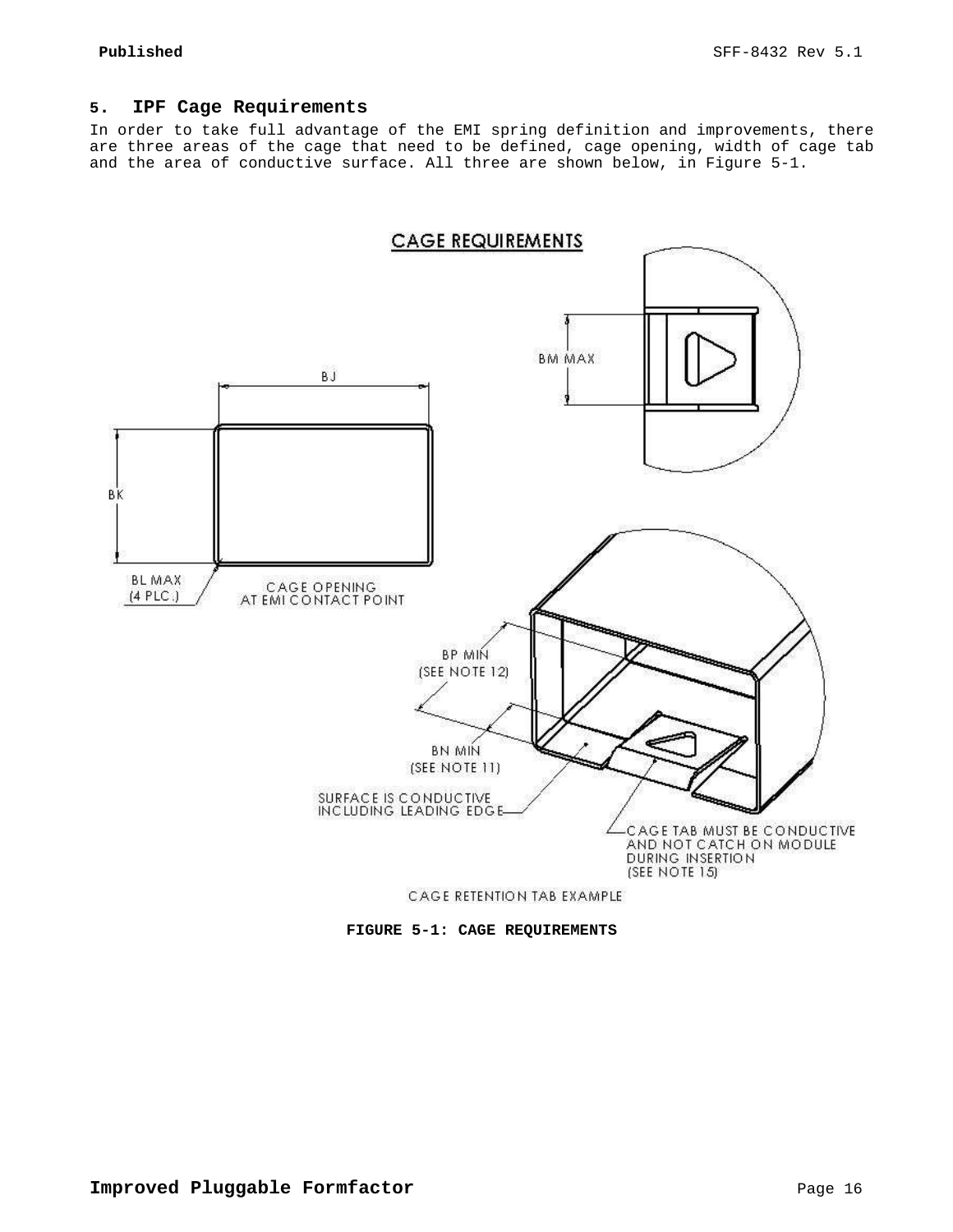## 5. IPF Cage Requirements

In order to take full advantage of the EMI spring definition and improvements, there are three areas of the cage that need to be defined, cage opening, width of cage tab and the area of conductive surface. All three are shown below, in Figure 5-1.

CAGE REQUIREMENTS

BJ

BK

BL MAX (4 PLC.)

CAGE OPENING AT EMI CONTACT POINT

BM MAX

BP MIN (SEE NOTE 12)

BN MIN (SEE NOTE 11)

SURFACE IS CONDUCTIVE INCLUDING LEADING EDGE

CAGE TAB MUST BE CONDUCTIVE AND NOT CATCH ON MODULE DURING INSERTION (SEE NOTE 15)

CAGE RETENTION TAB EXAMPLE

**FIGURE 5-1: CAGE REQUIREMENTS**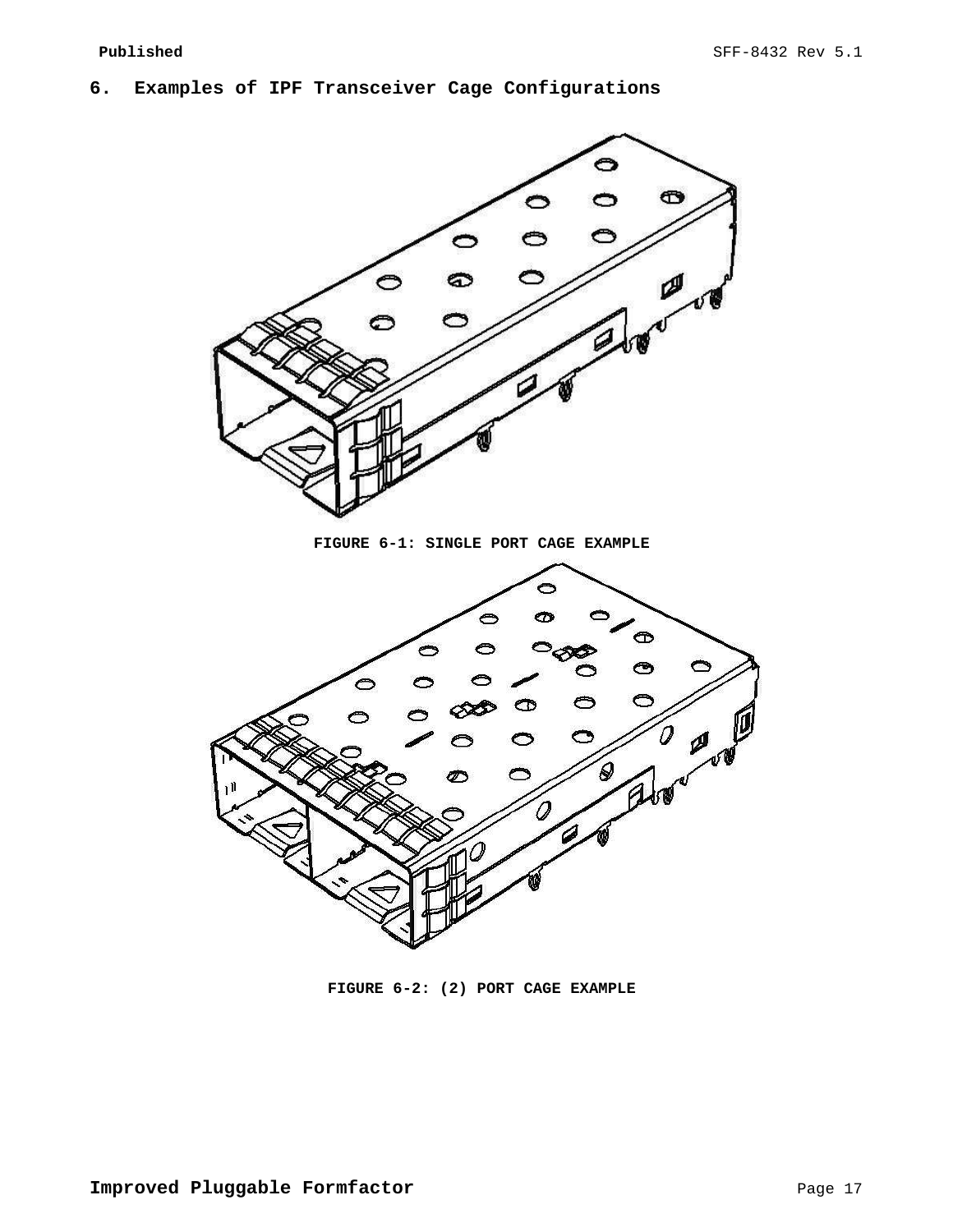# 6. Examples of IPF Transceiver Cage Configurations

FIGURE 6-1: SINGLE PORT CAGE EXAMPLE

FIGURE 6-2: (2) PORT CAGE EXAMPLE